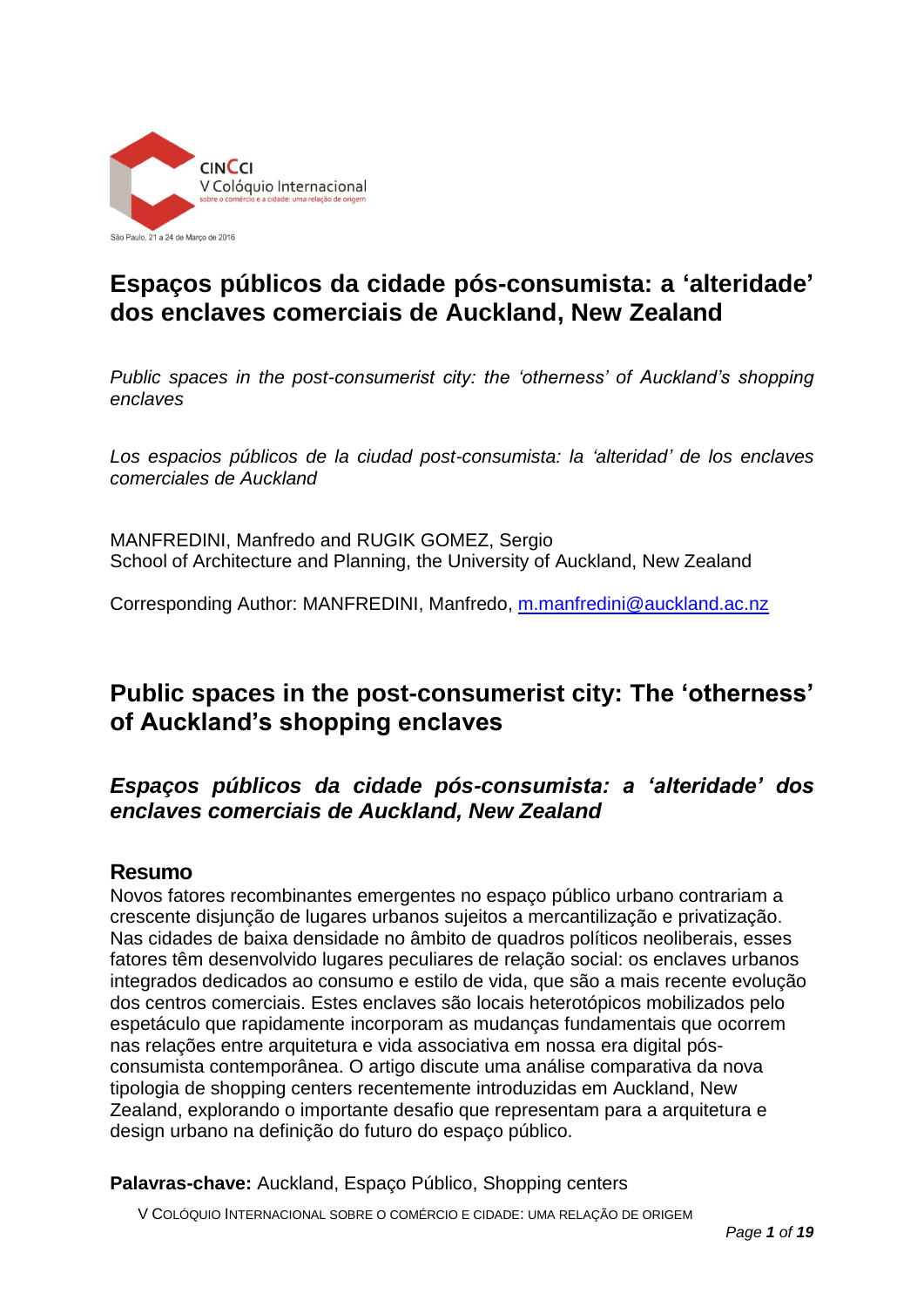CINCCI
V Colóquio Internacional
sobre o comércio e a cidade: uma relação de origem

São Paulo, 21 a 24 de Março de 2016

# Espaços públicos da cidade pós-consumista: a 'alteridade' dos enclaves comerciais de Auckland, New Zealand

*Public spaces in the post-consumerist city: the 'otherness' of Auckland's shopping enclaves*

*Los espacios públicos de la ciudad post-consumista: la 'alteridad' de los enclaves comerciales de Auckland*

MANFREDINI, Manfredo and RUGIK GOMEZ, Sergio
School of Architecture and Planning, the University of Auckland, New Zealand

Corresponding Author: MANFREDINI, Manfredo, m.manfredini@auckland.ac.nz

# Public spaces in the post-consumerist city: The 'otherness' of Auckland's shopping enclaves

## *Espaços públicos da cidade pós-consumista: a 'alteridade' dos enclaves comerciais de Auckland, New Zealand*

### Resumo

Novos fatores recombinantes emergentes no espaço público urbano contrariam a crescente disjunção de lugares urbanos sujeitos a mercantilização e privatização. Nas cidades de baixa densidade no âmbito de quadros políticos neoliberais, esses fatores têm desenvolvido lugares peculiares de relação social: os enclaves urbanos integrados dedicados ao consumo e estilo de vida, que são a mais recente evolução dos centros comerciais. Estes enclaves são locais heterotópicos mobilizados pelo espetáculo que rapidamente incorporam as mudanças fundamentais que ocorrem nas relações entre arquitetura e vida associativa em nossa era digital pós-consumista contemporânea. O artigo discute uma análise comparativa da nova tipologia de shopping centers recentemente introduzidas em Auckland, New Zealand, explorando o importante desafio que representam para a arquitetura e design urbano na definição do futuro do espaço público.

**Palavras-chave:** Auckland, Espaço Público, Shopping centers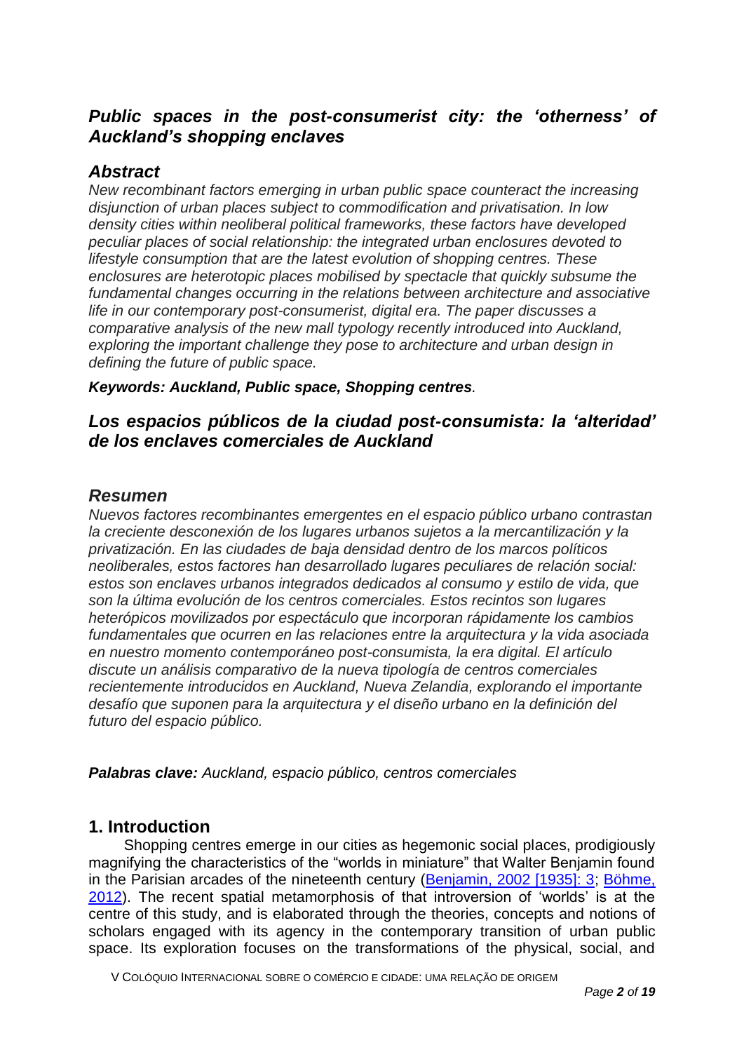## *Public spaces in the post-consumerist city: the ‘otherness’ of Auckland’s shopping enclaves*

### *Abstract*

*New recombinant factors emerging in urban public space counteract the increasing disjunction of urban places subject to commodification and privatisation. In low density cities within neoliberal political frameworks, these factors have developed peculiar places of social relationship: the integrated urban enclosures devoted to lifestyle consumption that are the latest evolution of shopping centres. These enclosures are heterotopic places mobilised by spectacle that quickly subsume the fundamental changes occurring in the relations between architecture and associative life in our contemporary post-consumerist, digital era. The paper discusses a comparative analysis of the new mall typology recently introduced into Auckland, exploring the important challenge they pose to architecture and urban design in defining the future of public space.*

***Keywords: Auckland, Public space, Shopping centres**.*

## *Los espacios públicos de la ciudad post-consumista: la ‘alteridad’ de los enclaves comerciales de Auckland*

### *Resumen*

*Nuevos factores recombinantes emergentes en el espacio público urbano contrastan la creciente desconexión de los lugares urbanos sujetos a la mercantilización y la privatización. En las ciudades de baja densidad dentro de los marcos políticos neoliberales, estos factores han desarrollado lugares peculiares de relación social: estos son enclaves urbanos integrados dedicados al consumo y estilo de vida, que son la última evolución de los centros comerciales. Estos recintos son lugares heterópicos movilizados por espectáculo que incorporan rápidamente los cambios fundamentales que ocurren en las relaciones entre la arquitectura y la vida asociada en nuestro momento contemporáneo post-consumista, la era digital. El artículo discute un análisis comparativo de la nueva tipología de centros comerciales recientemente introducidos en Auckland, Nueva Zelandia, explorando el importante desafío que suponen para la arquitectura y el diseño urbano en la definición del futuro del espacio público.*

***Palabras clave:** Auckland, espacio público, centros comerciales*

## 1. Introduction

Shopping centres emerge in our cities as hegemonic social places, prodigiously magnifying the characteristics of the “worlds in miniature” that Walter Benjamin found in the Parisian arcades of the nineteenth century (Benjamin, 2002 [1935]: 3; Böhme, 2012). The recent spatial metamorphosis of that introversion of ‘worlds’ is at the centre of this study, and is elaborated through the theories, concepts and notions of scholars engaged with its agency in the contemporary transition of urban public space. Its exploration focuses on the transformations of the physical, social, and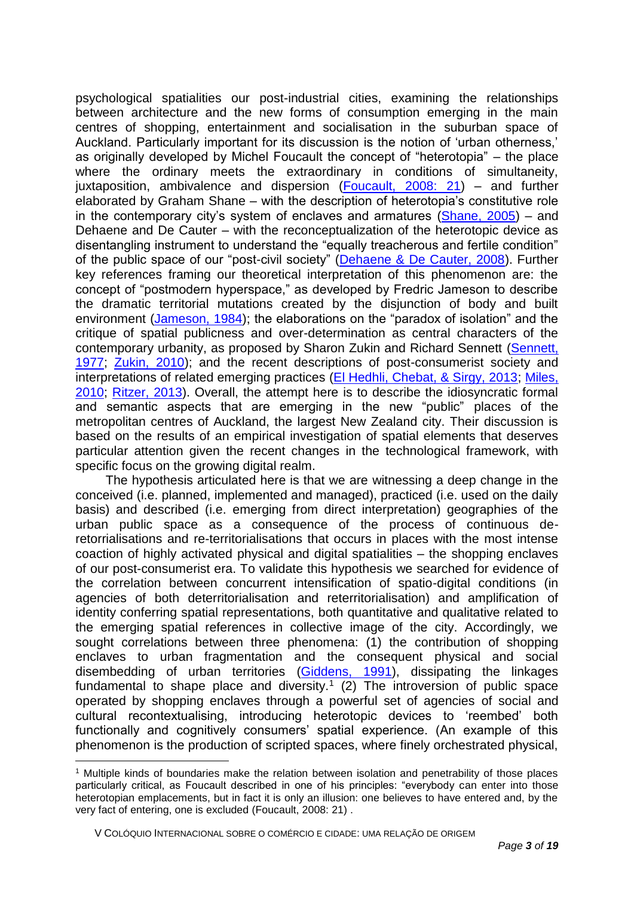psychological spatialities our post-industrial cities, examining the relationships between architecture and the new forms of consumption emerging in the main centres of shopping, entertainment and socialisation in the suburban space of Auckland. Particularly important for its discussion is the notion of 'urban otherness,' as originally developed by Michel Foucault the concept of "heterotopia" – the place where the ordinary meets the extraordinary in conditions of simultaneity, juxtaposition, ambivalence and dispersion (Foucault, 2008: 21) – and further elaborated by Graham Shane – with the description of heterotopia's constitutive role in the contemporary city's system of enclaves and armatures (Shane, 2005) – and Dehaene and De Cauter – with the reconceptualization of the heterotopic device as disentangling instrument to understand the "equally treacherous and fertile condition" of the public space of our "post-civil society" (Dehaene & De Cauter, 2008). Further key references framing our theoretical interpretation of this phenomenon are: the concept of "postmodern hyperspace," as developed by Fredric Jameson to describe the dramatic territorial mutations created by the disjunction of body and built environment (Jameson, 1984); the elaborations on the "paradox of isolation" and the critique of spatial publicness and over-determination as central characters of the contemporary urbanity, as proposed by Sharon Zukin and Richard Sennett (Sennett, 1977; Zukin, 2010); and the recent descriptions of post-consumerist society and interpretations of related emerging practices (El Hedhli, Chebat, & Sirgy, 2013; Miles, 2010; Ritzer, 2013). Overall, the attempt here is to describe the idiosyncratic formal and semantic aspects that are emerging in the new "public" places of the metropolitan centres of Auckland, the largest New Zealand city. Their discussion is based on the results of an empirical investigation of spatial elements that deserves particular attention given the recent changes in the technological framework, with specific focus on the growing digital realm.

The hypothesis articulated here is that we are witnessing a deep change in the conceived (i.e. planned, implemented and managed), practiced (i.e. used on the daily basis) and described (i.e. emerging from direct interpretation) geographies of the urban public space as a consequence of the process of continuous de-retorrialisations and re-territorialisations that occurs in places with the most intense coaction of highly activated physical and digital spatialities – the shopping enclaves of our post-consumerist era. To validate this hypothesis we searched for evidence of the correlation between concurrent intensification of spatio-digital conditions (in agencies of both deterritorialisation and reterritorialisation) and amplification of identity conferring spatial representations, both quantitative and qualitative related to the emerging spatial references in collective image of the city. Accordingly, we sought correlations between three phenomena: (1) the contribution of shopping enclaves to urban fragmentation and the consequent physical and social disembedding of urban territories (Giddens, 1991), dissipating the linkages fundamental to shape place and diversity.[1] (2) The introversion of public space operated by shopping enclaves through a powerful set of agencies of social and cultural recontextualising, introducing heterotopic devices to 'reembed' both functionally and cognitively consumers' spatial experience. (An example of this phenomenon is the production of scripted spaces, where finely orchestrated physical,

[1] Multiple kinds of boundaries make the relation between isolation and penetrability of those places particularly critical, as Foucault described in one of his principles: "everybody can enter into those heterotopian emplacements, but in fact it is only an illusion: one believes to have entered and, by the very fact of entering, one is excluded (Foucault, 2008: 21) .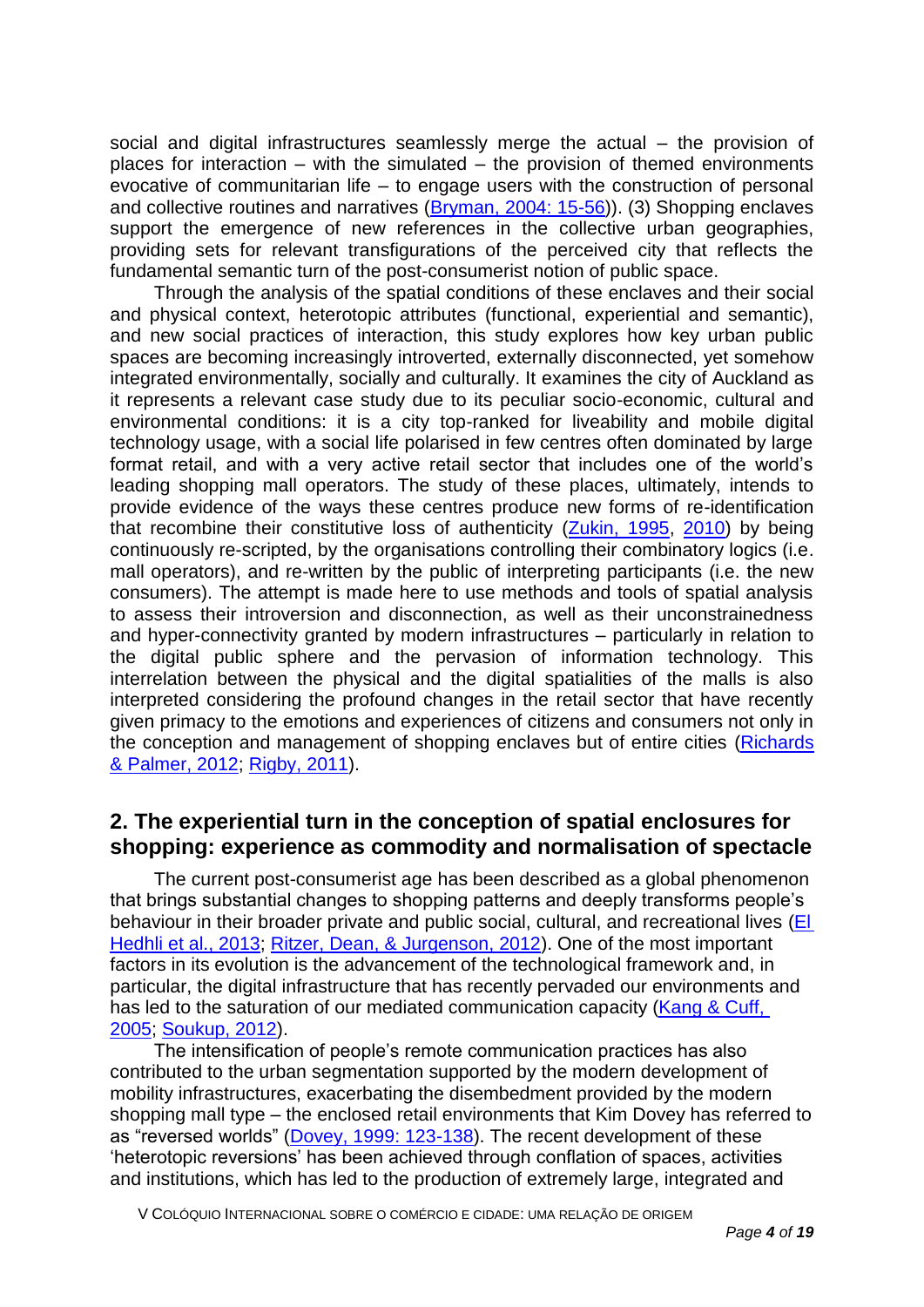social and digital infrastructures seamlessly merge the actual – the provision of places for interaction – with the simulated – the provision of themed environments evocative of communitarian life – to engage users with the construction of personal and collective routines and narratives (Bryman, 2004: 15-56)). (3) Shopping enclaves support the emergence of new references in the collective urban geographies, providing sets for relevant transfigurations of the perceived city that reflects the fundamental semantic turn of the post-consumerist notion of public space.

Through the analysis of the spatial conditions of these enclaves and their social and physical context, heterotopic attributes (functional, experiential and semantic), and new social practices of interaction, this study explores how key urban public spaces are becoming increasingly introverted, externally disconnected, yet somehow integrated environmentally, socially and culturally. It examines the city of Auckland as it represents a relevant case study due to its peculiar socio-economic, cultural and environmental conditions: it is a city top-ranked for liveability and mobile digital technology usage, with a social life polarised in few centres often dominated by large format retail, and with a very active retail sector that includes one of the world's leading shopping mall operators. The study of these places, ultimately, intends to provide evidence of the ways these centres produce new forms of re-identification that recombine their constitutive loss of authenticity (Zukin, 1995, 2010) by being continuously re-scripted, by the organisations controlling their combinatory logics (i.e. mall operators), and re-written by the public of interpreting participants (i.e. the new consumers). The attempt is made here to use methods and tools of spatial analysis to assess their introversion and disconnection, as well as their unconstrainedness and hyper-connectivity granted by modern infrastructures – particularly in relation to the digital public sphere and the pervasion of information technology. This interrelation between the physical and the digital spatialities of the malls is also interpreted considering the profound changes in the retail sector that have recently given primacy to the emotions and experiences of citizens and consumers not only in the conception and management of shopping enclaves but of entire cities (Richards & Palmer, 2012; Rigby, 2011).

## 2. The experiential turn in the conception of spatial enclosures for shopping: experience as commodity and normalisation of spectacle

The current post-consumerist age has been described as a global phenomenon that brings substantial changes to shopping patterns and deeply transforms people's behaviour in their broader private and public social, cultural, and recreational lives (El Hedhli et al., 2013; Ritzer, Dean, & Jurgenson, 2012). One of the most important factors in its evolution is the advancement of the technological framework and, in particular, the digital infrastructure that has recently pervaded our environments and has led to the saturation of our mediated communication capacity (Kang & Cuff, 2005; Soukup, 2012).

The intensification of people's remote communication practices has also contributed to the urban segmentation supported by the modern development of mobility infrastructures, exacerbating the disembedment provided by the modern shopping mall type – the enclosed retail environments that Kim Dovey has referred to as "reversed worlds" (Dovey, 1999: 123-138). The recent development of these 'heterotopic reversions' has been achieved through conflation of spaces, activities and institutions, which has led to the production of extremely large, integrated and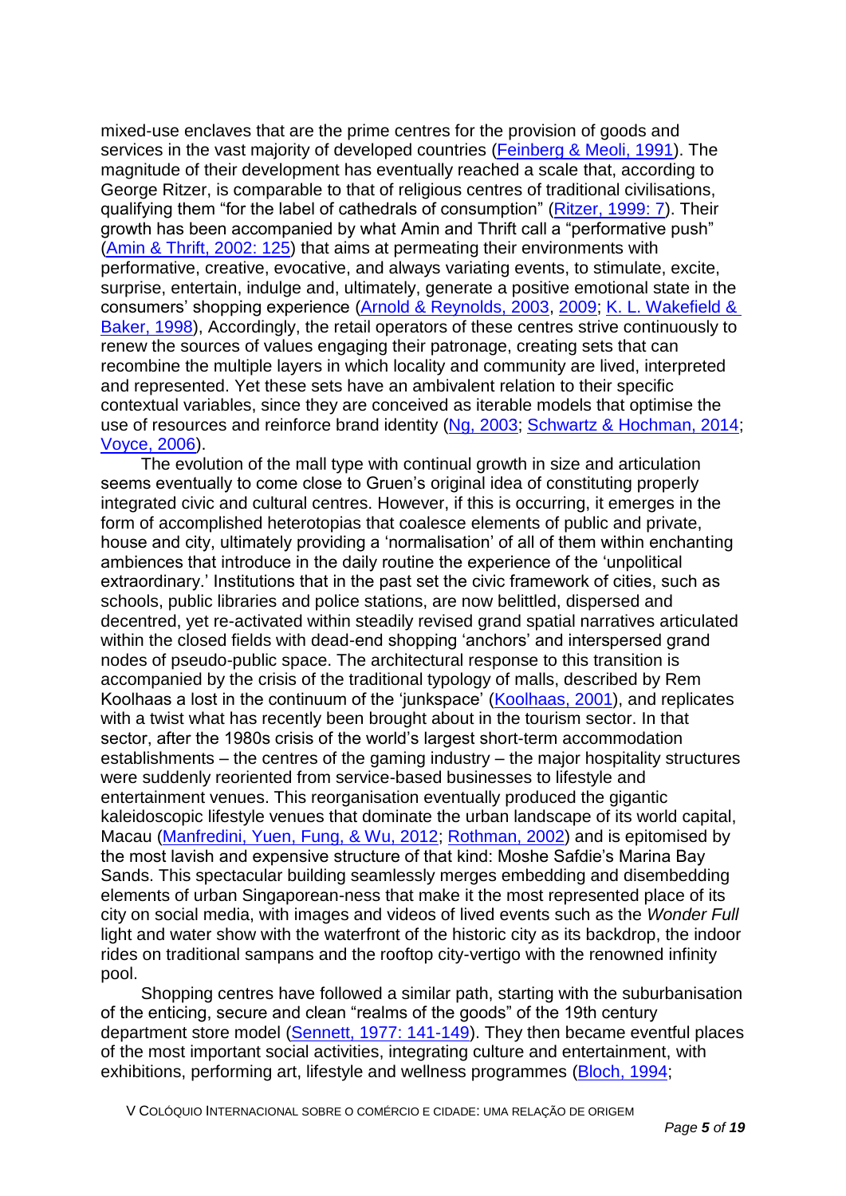mixed-use enclaves that are the prime centres for the provision of goods and services in the vast majority of developed countries (Feinberg & Meoli, 1991). The magnitude of their development has eventually reached a scale that, according to George Ritzer, is comparable to that of religious centres of traditional civilisations, qualifying them "for the label of cathedrals of consumption" (Ritzer, 1999: 7). Their growth has been accompanied by what Amin and Thrift call a "performative push" (Amin & Thrift, 2002: 125) that aims at permeating their environments with performative, creative, evocative, and always variating events, to stimulate, excite, surprise, entertain, indulge and, ultimately, generate a positive emotional state in the consumers' shopping experience (Arnold & Reynolds, 2003, 2009; K. L. Wakefield & Baker, 1998), Accordingly, the retail operators of these centres strive continuously to renew the sources of values engaging their patronage, creating sets that can recombine the multiple layers in which locality and community are lived, interpreted and represented. Yet these sets have an ambivalent relation to their specific contextual variables, since they are conceived as iterable models that optimise the use of resources and reinforce brand identity (Ng, 2003; Schwartz & Hochman, 2014; Voyce, 2006).

The evolution of the mall type with continual growth in size and articulation seems eventually to come close to Gruen's original idea of constituting properly integrated civic and cultural centres. However, if this is occurring, it emerges in the form of accomplished heterotopias that coalesce elements of public and private, house and city, ultimately providing a 'normalisation' of all of them within enchanting ambiences that introduce in the daily routine the experience of the 'unpolitical extraordinary.' Institutions that in the past set the civic framework of cities, such as schools, public libraries and police stations, are now belittled, dispersed and decentred, yet re-activated within steadily revised grand spatial narratives articulated within the closed fields with dead-end shopping 'anchors' and interspersed grand nodes of pseudo-public space. The architectural response to this transition is accompanied by the crisis of the traditional typology of malls, described by Rem Koolhaas a lost in the continuum of the 'junkspace' (Koolhaas, 2001), and replicates with a twist what has recently been brought about in the tourism sector. In that sector, after the 1980s crisis of the world's largest short-term accommodation establishments – the centres of the gaming industry – the major hospitality structures were suddenly reoriented from service-based businesses to lifestyle and entertainment venues. This reorganisation eventually produced the gigantic kaleidoscopic lifestyle venues that dominate the urban landscape of its world capital, Macau (Manfredini, Yuen, Fung, & Wu, 2012; Rothman, 2002) and is epitomised by the most lavish and expensive structure of that kind: Moshe Safdie's Marina Bay Sands. This spectacular building seamlessly merges embedding and disembedding elements of urban Singaporean-ness that make it the most represented place of its city on social media, with images and videos of lived events such as the *Wonder Full* light and water show with the waterfront of the historic city as its backdrop, the indoor rides on traditional sampans and the rooftop city-vertigo with the renowned infinity pool.

Shopping centres have followed a similar path, starting with the suburbanisation of the enticing, secure and clean "realms of the goods" of the 19th century department store model (Sennett, 1977: 141-149). They then became eventful places of the most important social activities, integrating culture and entertainment, with exhibitions, performing art, lifestyle and wellness programmes (Bloch, 1994;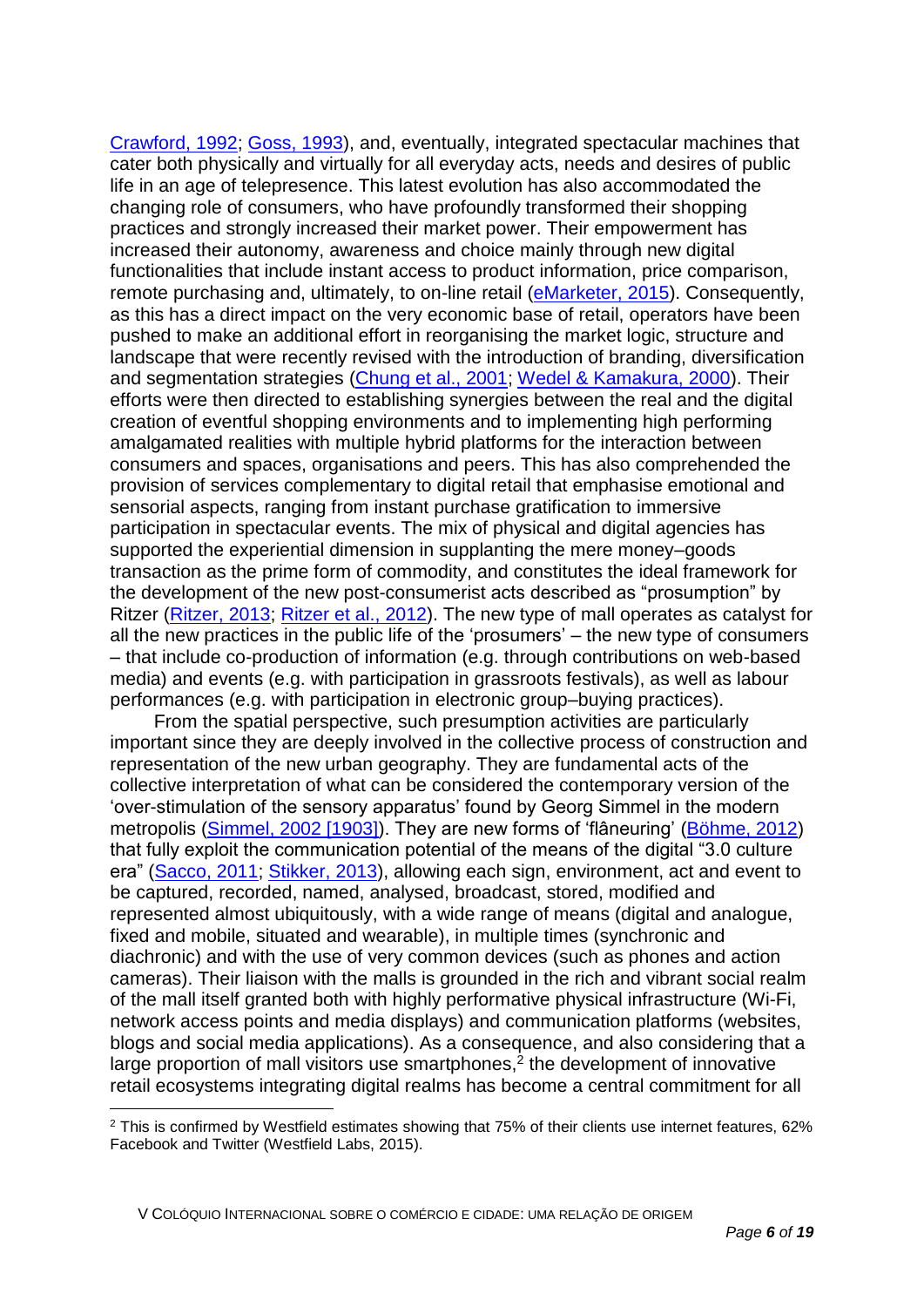Crawford, 1992; Goss, 1993), and, eventually, integrated spectacular machines that cater both physically and virtually for all everyday acts, needs and desires of public life in an age of telepresence. This latest evolution has also accommodated the changing role of consumers, who have profoundly transformed their shopping practices and strongly increased their market power. Their empowerment has increased their autonomy, awareness and choice mainly through new digital functionalities that include instant access to product information, price comparison, remote purchasing and, ultimately, to on-line retail (eMarketer, 2015). Consequently, as this has a direct impact on the very economic base of retail, operators have been pushed to make an additional effort in reorganising the market logic, structure and landscape that were recently revised with the introduction of branding, diversification and segmentation strategies (Chung et al., 2001; Wedel & Kamakura, 2000). Their efforts were then directed to establishing synergies between the real and the digital creation of eventful shopping environments and to implementing high performing amalgamated realities with multiple hybrid platforms for the interaction between consumers and spaces, organisations and peers. This has also comprehended the provision of services complementary to digital retail that emphasise emotional and sensorial aspects, ranging from instant purchase gratification to immersive participation in spectacular events. The mix of physical and digital agencies has supported the experiential dimension in supplanting the mere money–goods transaction as the prime form of commodity, and constitutes the ideal framework for the development of the new post-consumerist acts described as "prosumption" by Ritzer (Ritzer, 2013; Ritzer et al., 2012). The new type of mall operates as catalyst for all the new practices in the public life of the 'prosumers' – the new type of consumers – that include co-production of information (e.g. through contributions on web-based media) and events (e.g. with participation in grassroots festivals), as well as labour performances (e.g. with participation in electronic group–buying practices).

From the spatial perspective, such presumption activities are particularly important since they are deeply involved in the collective process of construction and representation of the new urban geography. They are fundamental acts of the collective interpretation of what can be considered the contemporary version of the 'over-stimulation of the sensory apparatus' found by Georg Simmel in the modern metropolis (Simmel, 2002 [1903]). They are new forms of 'flâneuring' (Böhme, 2012) that fully exploit the communication potential of the means of the digital "3.0 culture era" (Sacco, 2011; Stikker, 2013), allowing each sign, environment, act and event to be captured, recorded, named, analysed, broadcast, stored, modified and represented almost ubiquitously, with a wide range of means (digital and analogue, fixed and mobile, situated and wearable), in multiple times (synchronic and diachronic) and with the use of very common devices (such as phones and action cameras). Their liaison with the malls is grounded in the rich and vibrant social realm of the mall itself granted both with highly performative physical infrastructure (Wi-Fi, network access points and media displays) and communication platforms (websites, blogs and social media applications). As a consequence, and also considering that a large proportion of mall visitors use smartphones,[2] the development of innovative retail ecosystems integrating digital realms has become a central commitment for all

[2] This is confirmed by Westfield estimates showing that 75% of their clients use internet features, 62% Facebook and Twitter (Westfield Labs, 2015).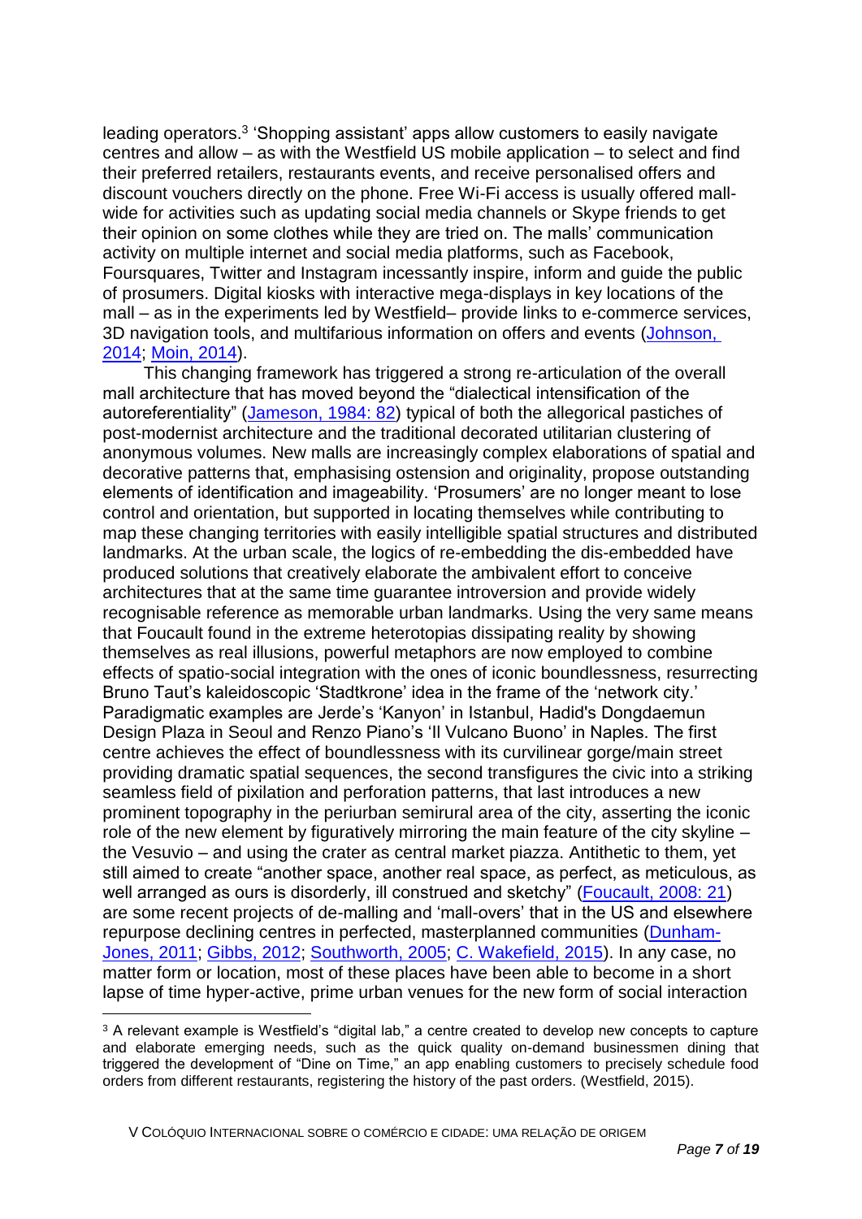leading operators.[3] 'Shopping assistant' apps allow customers to easily navigate centres and allow – as with the Westfield US mobile application – to select and find their preferred retailers, restaurants events, and receive personalised offers and discount vouchers directly on the phone. Free Wi-Fi access is usually offered mall-wide for activities such as updating social media channels or Skype friends to get their opinion on some clothes while they are tried on. The malls' communication activity on multiple internet and social media platforms, such as Facebook, Foursquares, Twitter and Instagram incessantly inspire, inform and guide the public of prosumers. Digital kiosks with interactive mega-displays in key locations of the mall – as in the experiments led by Westfield– provide links to e-commerce services, 3D navigation tools, and multifarious information on offers and events (Johnson, 2014; Moin, 2014).

This changing framework has triggered a strong re-articulation of the overall mall architecture that has moved beyond the "dialectical intensification of the autoreferentiality" (Jameson, 1984: 82) typical of both the allegorical pastiches of post-modernist architecture and the traditional decorated utilitarian clustering of anonymous volumes. New malls are increasingly complex elaborations of spatial and decorative patterns that, emphasising ostension and originality, propose outstanding elements of identification and imageability. 'Prosumers' are no longer meant to lose control and orientation, but supported in locating themselves while contributing to map these changing territories with easily intelligible spatial structures and distributed landmarks. At the urban scale, the logics of re-embedding the dis-embedded have produced solutions that creatively elaborate the ambivalent effort to conceive architectures that at the same time guarantee introversion and provide widely recognisable reference as memorable urban landmarks. Using the very same means that Foucault found in the extreme heterotopias dissipating reality by showing themselves as real illusions, powerful metaphors are now employed to combine effects of spatio-social integration with the ones of iconic boundlessness, resurrecting Bruno Taut's kaleidoscopic 'Stadtkrone' idea in the frame of the 'network city.' Paradigmatic examples are Jerde's 'Kanyon' in Istanbul, Hadid's Dongdaemun Design Plaza in Seoul and Renzo Piano's 'Il Vulcano Buono' in Naples. The first centre achieves the effect of boundlessness with its curvilinear gorge/main street providing dramatic spatial sequences, the second transfigures the civic into a striking seamless field of pixilation and perforation patterns, that last introduces a new prominent topography in the periurban semirural area of the city, asserting the iconic role of the new element by figuratively mirroring the main feature of the city skyline – the Vesuvio – and using the crater as central market piazza. Antithetic to them, yet still aimed to create "another space, another real space, as perfect, as meticulous, as well arranged as ours is disorderly, ill construed and sketchy" (Foucault, 2008: 21) are some recent projects of de-malling and 'mall-overs' that in the US and elsewhere repurpose declining centres in perfected, masterplanned communities (Dunham-Jones, 2011; Gibbs, 2012; Southworth, 2005; C. Wakefield, 2015). In any case, no matter form or location, most of these places have been able to become in a short lapse of time hyper-active, prime urban venues for the new form of social interaction

---

[3] A relevant example is Westfield's "digital lab," a centre created to develop new concepts to capture and elaborate emerging needs, such as the quick quality on-demand businessmen dining that triggered the development of "Dine on Time," an app enabling customers to precisely schedule food orders from different restaurants, registering the history of the past orders. (Westfield, 2015).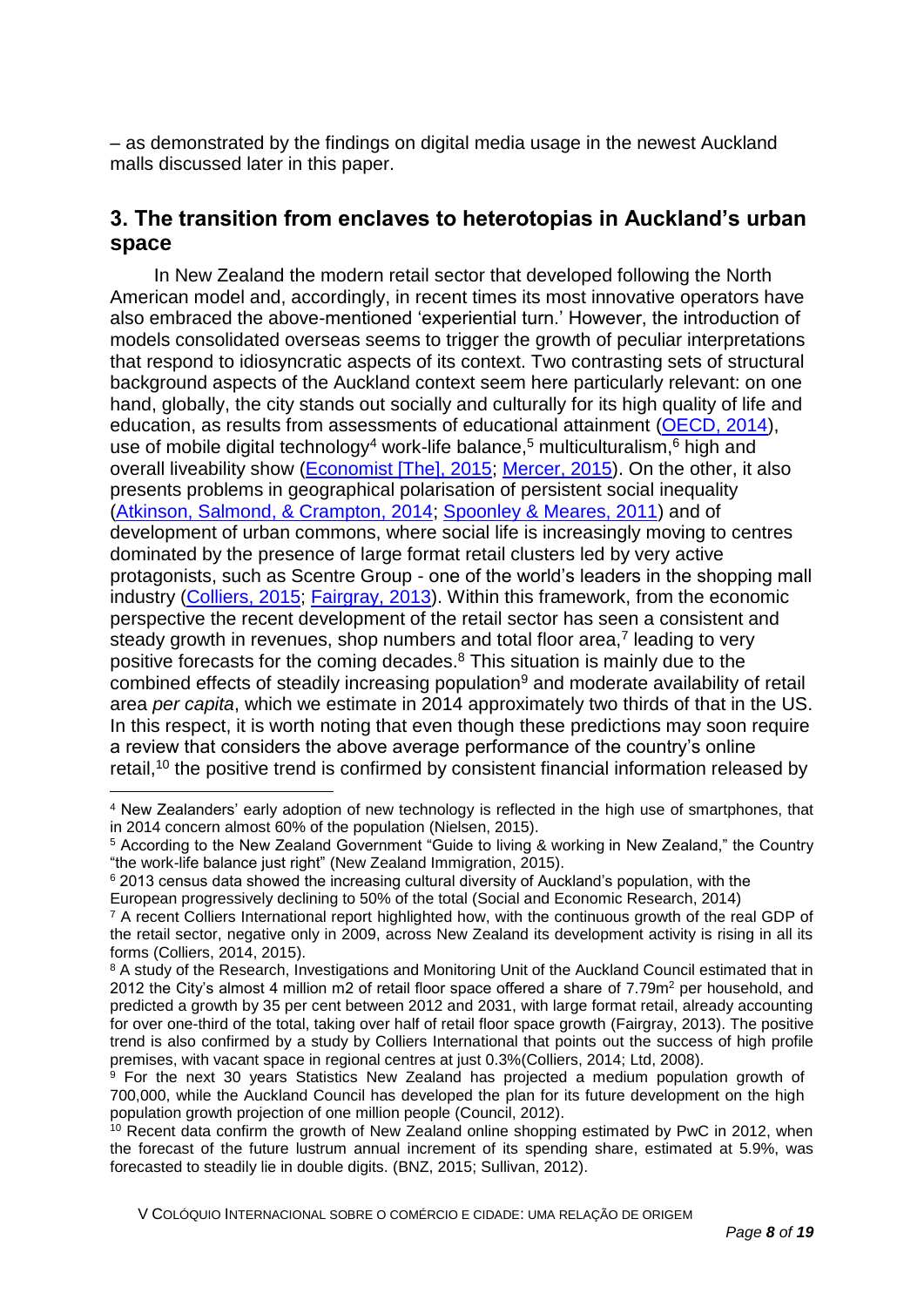– as demonstrated by the findings on digital media usage in the newest Auckland malls discussed later in this paper.

## 3. The transition from enclaves to heterotopias in Auckland's urban space

In New Zealand the modern retail sector that developed following the North American model and, accordingly, in recent times its most innovative operators have also embraced the above-mentioned 'experiential turn.' However, the introduction of models consolidated overseas seems to trigger the growth of peculiar interpretations that respond to idiosyncratic aspects of its context. Two contrasting sets of structural background aspects of the Auckland context seem here particularly relevant: on one hand, globally, the city stands out socially and culturally for its high quality of life and education, as results from assessments of educational attainment (OECD, 2014), use of mobile digital technology[4] work-life balance,[5] multiculturalism,[6] high and overall liveability show (Economist [The], 2015; Mercer, 2015). On the other, it also presents problems in geographical polarisation of persistent social inequality (Atkinson, Salmond, & Crampton, 2014; Spoonley & Meares, 2011) and of development of urban commons, where social life is increasingly moving to centres dominated by the presence of large format retail clusters led by very active protagonists, such as Scentre Group - one of the world's leaders in the shopping mall industry (Colliers, 2015; Fairgray, 2013). Within this framework, from the economic perspective the recent development of the retail sector has seen a consistent and steady growth in revenues, shop numbers and total floor area,[7] leading to very positive forecasts for the coming decades.[8] This situation is mainly due to the combined effects of steadily increasing population[9] and moderate availability of retail area *per capita*, which we estimate in 2014 approximately two thirds of that in the US. In this respect, it is worth noting that even though these predictions may soon require a review that considers the above average performance of the country's online retail,[10] the positive trend is confirmed by consistent financial information released by

---

[4] New Zealanders' early adoption of new technology is reflected in the high use of smartphones, that in 2014 concern almost 60% of the population (Nielsen, 2015).

[5] According to the New Zealand Government "Guide to living & working in New Zealand," the Country "the work-life balance just right" (New Zealand Immigration, 2015).

[6] 2013 census data showed the increasing cultural diversity of Auckland's population, with the European progressively declining to 50% of the total (Social and Economic Research, 2014)

[7] A recent Colliers International report highlighted how, with the continuous growth of the real GDP of the retail sector, negative only in 2009, across New Zealand its development activity is rising in all its forms (Colliers, 2014, 2015).

[8] A study of the Research, Investigations and Monitoring Unit of the Auckland Council estimated that in 2012 the City's almost 4 million m2 of retail floor space offered a share of 7.79m$^2$ per household, and predicted a growth by 35 per cent between 2012 and 2031, with large format retail, already accounting for over one-third of the total, taking over half of retail floor space growth (Fairgray, 2013). The positive trend is also confirmed by a study by Colliers International that points out the success of high profile premises, with vacant space in regional centres at just 0.3%(Colliers, 2014; Ltd, 2008).

[9] For the next 30 years Statistics New Zealand has projected a medium population growth of 700,000, while the Auckland Council has developed the plan for its future development on the high population growth projection of one million people (Council, 2012).

[10] Recent data confirm the growth of New Zealand online shopping estimated by PwC in 2012, when the forecast of the future lustrum annual increment of its spending share, estimated at 5.9%, was forecasted to steadily lie in double digits. (BNZ, 2015; Sullivan, 2012).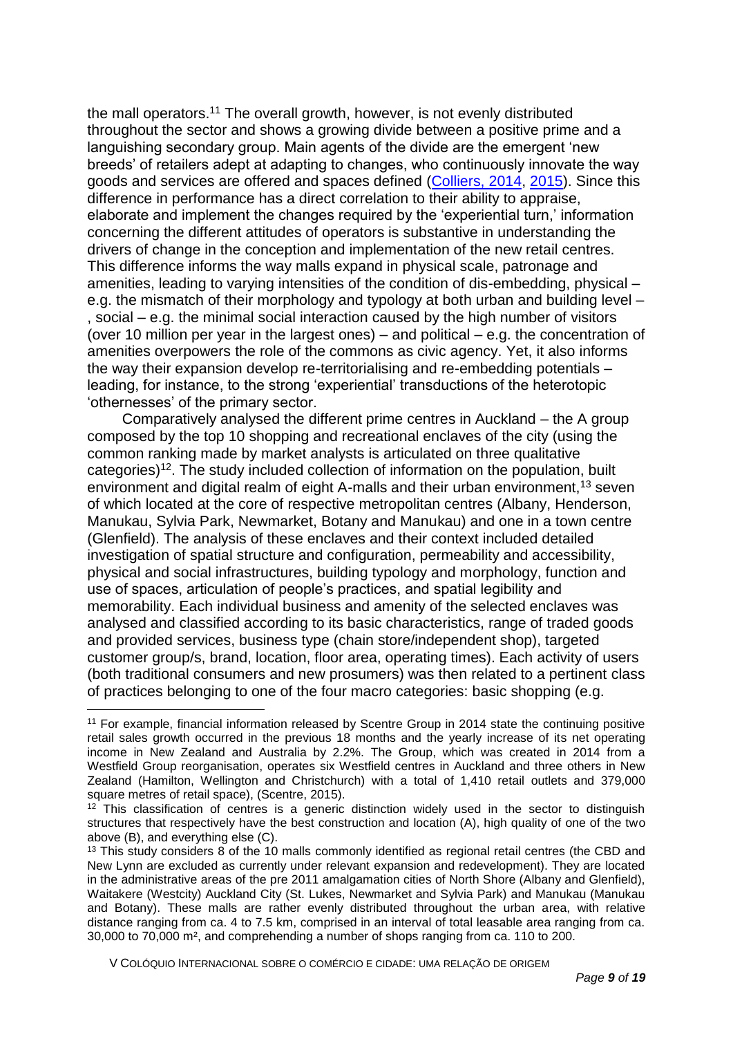the mall operators.[11] The overall growth, however, is not evenly distributed throughout the sector and shows a growing divide between a positive prime and a languishing secondary group. Main agents of the divide are the emergent 'new breeds' of retailers adept at adapting to changes, who continuously innovate the way goods and services are offered and spaces defined (Colliers, 2014, 2015). Since this difference in performance has a direct correlation to their ability to appraise, elaborate and implement the changes required by the 'experiential turn,' information concerning the different attitudes of operators is substantive in understanding the drivers of change in the conception and implementation of the new retail centres. This difference informs the way malls expand in physical scale, patronage and amenities, leading to varying intensities of the condition of dis-embedding, physical – e.g. the mismatch of their morphology and typology at both urban and building level – , social – e.g. the minimal social interaction caused by the high number of visitors (over 10 million per year in the largest ones) – and political – e.g. the concentration of amenities overpowers the role of the commons as civic agency. Yet, it also informs the way their expansion develop re-territorialising and re-embedding potentials – leading, for instance, to the strong 'experiential' transductions of the heterotopic 'othernesses' of the primary sector.

Comparatively analysed the different prime centres in Auckland – the A group composed by the top 10 shopping and recreational enclaves of the city (using the common ranking made by market analysts is articulated on three qualitative categories)[12]. The study included collection of information on the population, built environment and digital realm of eight A-malls and their urban environment,[13] seven of which located at the core of respective metropolitan centres (Albany, Henderson, Manukau, Sylvia Park, Newmarket, Botany and Manukau) and one in a town centre (Glenfield). The analysis of these enclaves and their context included detailed investigation of spatial structure and configuration, permeability and accessibility, physical and social infrastructures, building typology and morphology, function and use of spaces, articulation of people's practices, and spatial legibility and memorability. Each individual business and amenity of the selected enclaves was analysed and classified according to its basic characteristics, range of traded goods and provided services, business type (chain store/independent shop), targeted customer group/s, brand, location, floor area, operating times). Each activity of users (both traditional consumers and new prosumers) was then related to a pertinent class of practices belonging to one of the four macro categories: basic shopping (e.g.

---

[11] For example, financial information released by Scentre Group in 2014 state the continuing positive retail sales growth occurred in the previous 18 months and the yearly increase of its net operating income in New Zealand and Australia by 2.2%. The Group, which was created in 2014 from a Westfield Group reorganisation, operates six Westfield centres in Auckland and three others in New Zealand (Hamilton, Wellington and Christchurch) with a total of 1,410 retail outlets and 379,000 square metres of retail space), (Scentre, 2015).

[12] This classification of centres is a generic distinction widely used in the sector to distinguish structures that respectively have the best construction and location (A), high quality of one of the two above (B), and everything else (C).

[13] This study considers 8 of the 10 malls commonly identified as regional retail centres (the CBD and New Lynn are excluded as currently under relevant expansion and redevelopment). They are located in the administrative areas of the pre 2011 amalgamation cities of North Shore (Albany and Glenfield), Waitakere (Westcity) Auckland City (St. Lukes, Newmarket and Sylvia Park) and Manukau (Manukau and Botany). These malls are rather evenly distributed throughout the urban area, with relative distance ranging from ca. 4 to 7.5 km, comprised in an interval of total leasable area ranging from ca. 30,000 to 70,000 m², and comprehending a number of shops ranging from ca. 110 to 200.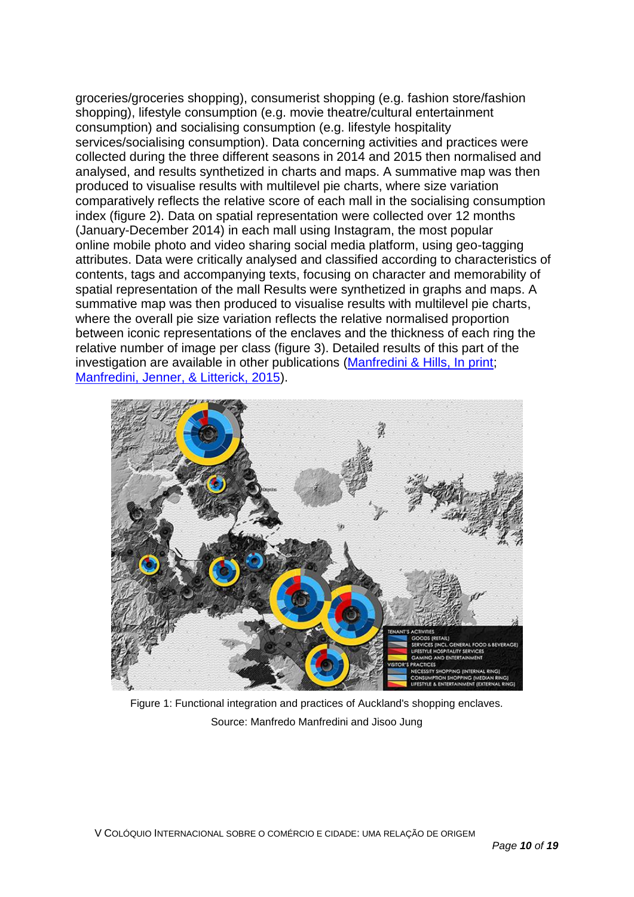groceries/groceries shopping), consumerist shopping (e.g. fashion store/fashion shopping), lifestyle consumption (e.g. movie theatre/cultural entertainment consumption) and socialising consumption (e.g. lifestyle hospitality services/socialising consumption). Data concerning activities and practices were collected during the three different seasons in 2014 and 2015 then normalised and analysed, and results synthetized in charts and maps. A summative map was then produced to visualise results with multilevel pie charts, where size variation comparatively reflects the relative score of each mall in the socialising consumption index (figure 2). Data on spatial representation were collected over 12 months (January-December 2014) in each mall using Instagram, the most popular online mobile photo and video sharing social media platform, using geo-tagging attributes. Data were critically analysed and classified according to characteristics of contents, tags and accompanying texts, focusing on character and memorability of spatial representation of the mall Results were synthetized in graphs and maps. A summative map was then produced to visualise results with multilevel pie charts, where the overall pie size variation reflects the relative normalised proportion between iconic representations of the enclaves and the thickness of each ring the relative number of image per class (figure 3). Detailed results of this part of the investigation are available in other publications (Manfredini & Hills, In print; Manfredini, Jenner, & Litterick, 2015).

Figure 1: Functional integration and practices of Auckland's shopping enclaves.

Source: Manfredo Manfredini and Jisoo Jung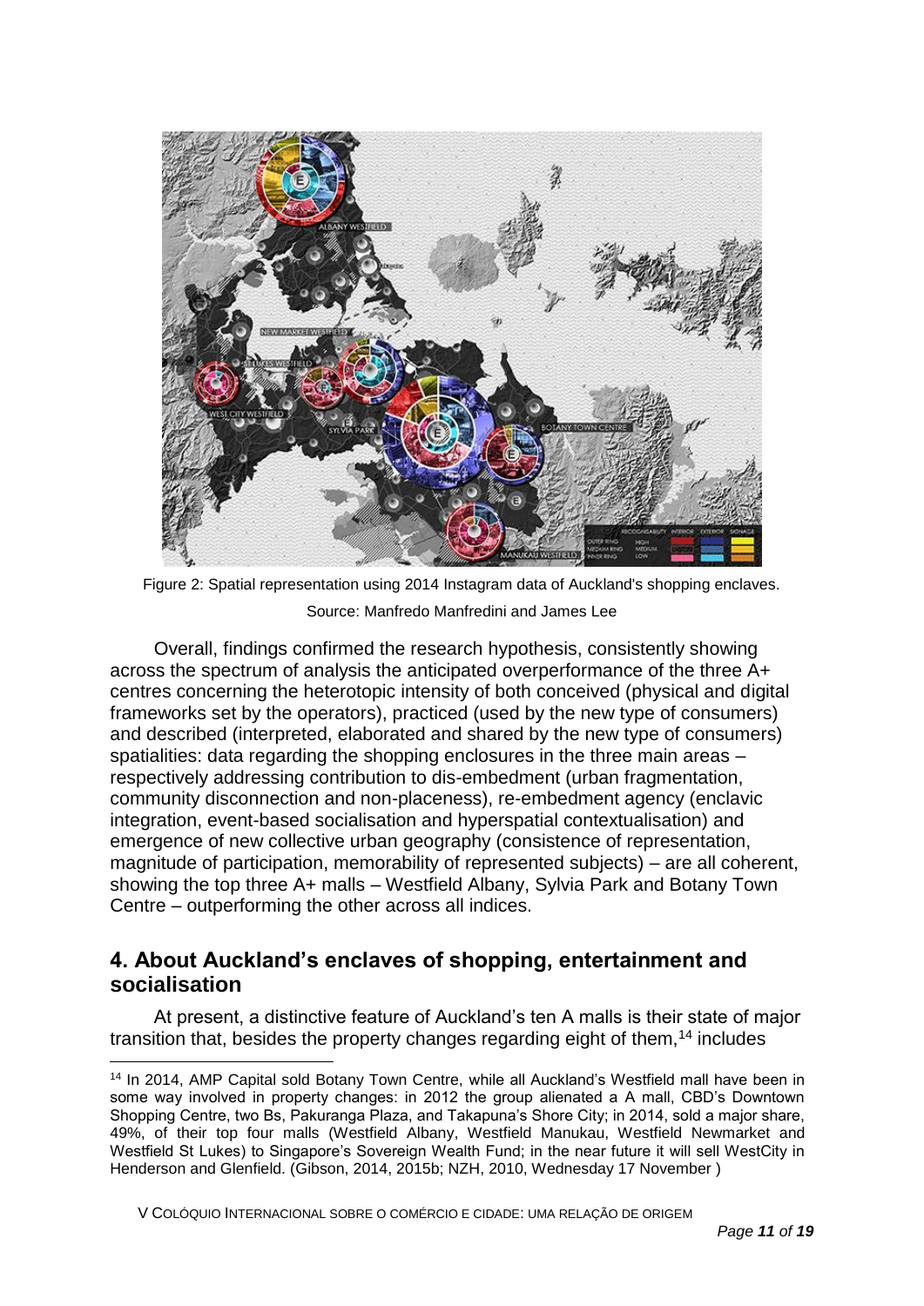Figure 2: Spatial representation using 2014 Instagram data of Auckland's shopping enclaves. Source: Manfredo Manfredini and James Lee

Overall, findings confirmed the research hypothesis, consistently showing across the spectrum of analysis the anticipated overperformance of the three A+ centres concerning the heterotopic intensity of both conceived (physical and digital frameworks set by the operators), practiced (used by the new type of consumers) and described (interpreted, elaborated and shared by the new type of consumers) spatialities: data regarding the shopping enclosures in the three main areas – respectively addressing contribution to dis-embedment (urban fragmentation, community disconnection and non-placeness), re-embedment agency (enclavic integration, event-based socialisation and hyperspatial contextualisation) and emergence of new collective urban geography (consistence of representation, magnitude of participation, memorability of represented subjects) – are all coherent, showing the top three A+ malls – Westfield Albany, Sylvia Park and Botany Town Centre – outperforming the other across all indices.

## 4. About Auckland's enclaves of shopping, entertainment and socialisation

At present, a distinctive feature of Auckland's ten A malls is their state of major transition that, besides the property changes regarding eight of them,[14] includes

[14] In 2014, AMP Capital sold Botany Town Centre, while all Auckland's Westfield mall have been in some way involved in property changes: in 2012 the group alienated a A mall, CBD's Downtown Shopping Centre, two Bs, Pakuranga Plaza, and Takapuna's Shore City; in 2014, sold a major share, 49%, of their top four malls (Westfield Albany, Westfield Manukau, Westfield Newmarket and Westfield St Lukes) to Singapore's Sovereign Wealth Fund; in the near future it will sell WestCity in Henderson and Glenfield. (Gibson, 2014, 2015b; NZH, 2010, Wednesday 17 November )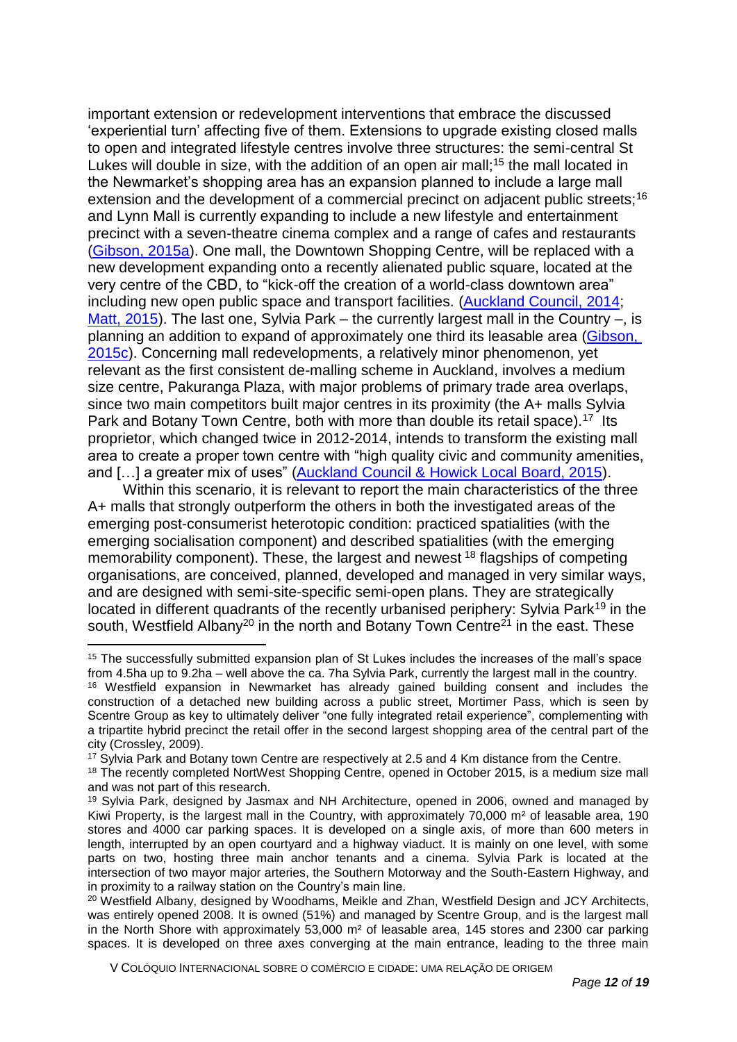important extension or redevelopment interventions that embrace the discussed 'experiential turn' affecting five of them. Extensions to upgrade existing closed malls to open and integrated lifestyle centres involve three structures: the semi-central St Lukes will double in size, with the addition of an open air mall;[15] the mall located in the Newmarket's shopping area has an expansion planned to include a large mall extension and the development of a commercial precinct on adjacent public streets;[16] and Lynn Mall is currently expanding to include a new lifestyle and entertainment precinct with a seven-theatre cinema complex and a range of cafes and restaurants (Gibson, 2015a). One mall, the Downtown Shopping Centre, will be replaced with a new development expanding onto a recently alienated public square, located at the very centre of the CBD, to "kick-off the creation of a world-class downtown area" including new open public space and transport facilities. (Auckland Council, 2014; Matt, 2015). The last one, Sylvia Park – the currently largest mall in the Country –, is planning an addition to expand of approximately one third its leasable area (Gibson, 2015c). Concerning mall redevelopments, a relatively minor phenomenon, yet relevant as the first consistent de-malling scheme in Auckland, involves a medium size centre, Pakuranga Plaza, with major problems of primary trade area overlaps, since two main competitors built major centres in its proximity (the A+ malls Sylvia Park and Botany Town Centre, both with more than double its retail space).[17] Its proprietor, which changed twice in 2012-2014, intends to transform the existing mall area to create a proper town centre with "high quality civic and community amenities, and […] a greater mix of uses" (Auckland Council & Howick Local Board, 2015).

Within this scenario, it is relevant to report the main characteristics of the three A+ malls that strongly outperform the others in both the investigated areas of the emerging post-consumerist heterotopic condition: practiced spatialities (with the emerging socialisation component) and described spatialities (with the emerging memorability component). These, the largest and newest[18] flagships of competing organisations, are conceived, planned, developed and managed in very similar ways, and are designed with semi-site-specific semi-open plans. They are strategically located in different quadrants of the recently urbanised periphery: Sylvia Park[19] in the south, Westfield Albany[20] in the north and Botany Town Centre[21] in the east. These

---

[15] The successfully submitted expansion plan of St Lukes includes the increases of the mall's space from 4.5ha up to 9.2ha – well above the ca. 7ha Sylvia Park, currently the largest mall in the country.

[16] Westfield expansion in Newmarket has already gained building consent and includes the construction of a detached new building across a public street, Mortimer Pass, which is seen by Scentre Group as key to ultimately deliver "one fully integrated retail experience", complementing with a tripartite hybrid precinct the retail offer in the second largest shopping area of the central part of the city (Crossley, 2009).

[17] Sylvia Park and Botany town Centre are respectively at 2.5 and 4 Km distance from the Centre.

[18] The recently completed NortWest Shopping Centre, opened in October 2015, is a medium size mall and was not part of this research.

[19] Sylvia Park, designed by Jasmax and NH Architecture, opened in 2006, owned and managed by Kiwi Property, is the largest mall in the Country, with approximately 70,000 m² of leasable area, 190 stores and 4000 car parking spaces. It is developed on a single axis, of more than 600 meters in length, interrupted by an open courtyard and a highway viaduct. It is mainly on one level, with some parts on two, hosting three main anchor tenants and a cinema. Sylvia Park is located at the intersection of two mayor major arteries, the Southern Motorway and the South-Eastern Highway, and in proximity to a railway station on the Country's main line.

[20] Westfield Albany, designed by Woodhams, Meikle and Zhan, Westfield Design and JCY Architects, was entirely opened 2008. It is owned (51%) and managed by Scentre Group, and is the largest mall in the North Shore with approximately 53,000 m² of leasable area, 145 stores and 2300 car parking spaces. It is developed on three axes converging at the main entrance, leading to the three main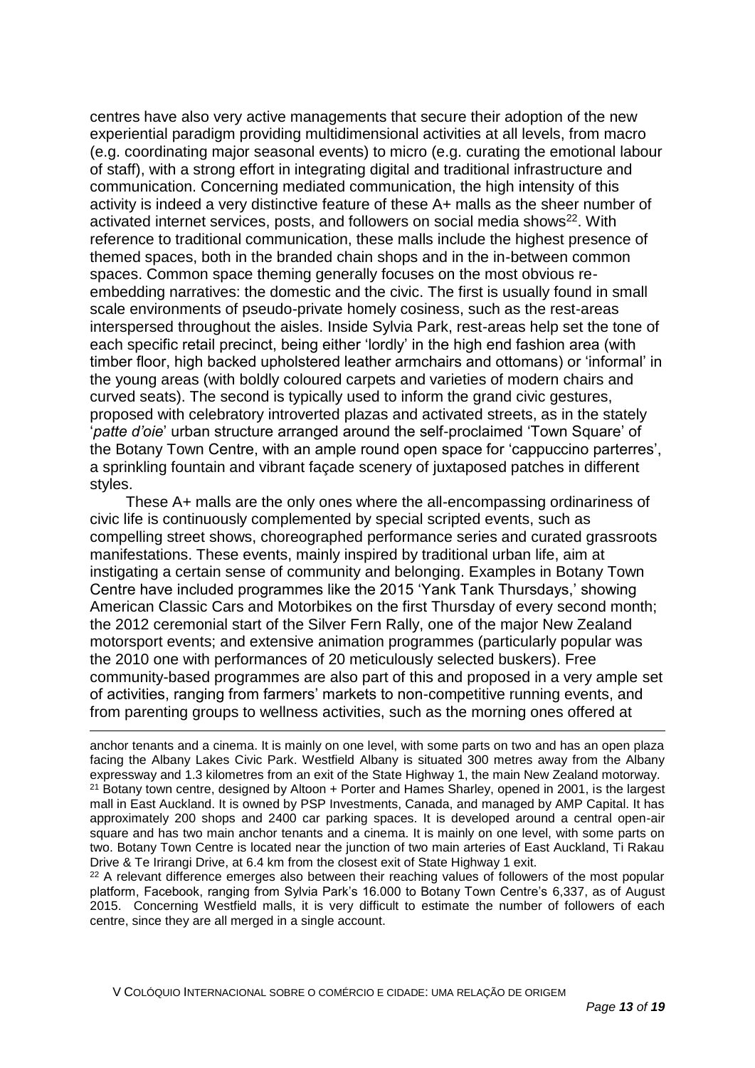centres have also very active managements that secure their adoption of the new experiential paradigm providing multidimensional activities at all levels, from macro (e.g. coordinating major seasonal events) to micro (e.g. curating the emotional labour of staff), with a strong effort in integrating digital and traditional infrastructure and communication. Concerning mediated communication, the high intensity of this activity is indeed a very distinctive feature of these A+ malls as the sheer number of activated internet services, posts, and followers on social media shows[22]. With reference to traditional communication, these malls include the highest presence of themed spaces, both in the branded chain shops and in the in-between common spaces. Common space theming generally focuses on the most obvious re-embedding narratives: the domestic and the civic. The first is usually found in small scale environments of pseudo-private homely cosiness, such as the rest-areas interspersed throughout the aisles. Inside Sylvia Park, rest-areas help set the tone of each specific retail precinct, being either 'lordly' in the high end fashion area (with timber floor, high backed upholstered leather armchairs and ottomans) or 'informal' in the young areas (with boldly coloured carpets and varieties of modern chairs and curved seats). The second is typically used to inform the grand civic gestures, proposed with celebratory introverted plazas and activated streets, as in the stately '*patte d'oie*' urban structure arranged around the self-proclaimed 'Town Square' of the Botany Town Centre, with an ample round open space for 'cappuccino parterres', a sprinkling fountain and vibrant façade scenery of juxtaposed patches in different styles.

These A+ malls are the only ones where the all-encompassing ordinariness of civic life is continuously complemented by special scripted events, such as compelling street shows, choreographed performance series and curated grassroots manifestations. These events, mainly inspired by traditional urban life, aim at instigating a certain sense of community and belonging. Examples in Botany Town Centre have included programmes like the 2015 'Yank Tank Thursdays,' showing American Classic Cars and Motorbikes on the first Thursday of every second month; the 2012 ceremonial start of the Silver Fern Rally, one of the major New Zealand motorsport events; and extensive animation programmes (particularly popular was the 2010 one with performances of 20 meticulously selected buskers). Free community-based programmes are also part of this and proposed in a very ample set of activities, ranging from farmers' markets to non-competitive running events, and from parenting groups to wellness activities, such as the morning ones offered at

---

anchor tenants and a cinema. It is mainly on one level, with some parts on two and has an open plaza facing the Albany Lakes Civic Park. Westfield Albany is situated 300 metres away from the Albany expressway and 1.3 kilometres from an exit of the State Highway 1, the main New Zealand motorway.

[21] Botany town centre, designed by Altoon + Porter and Hames Sharley, opened in 2001, is the largest mall in East Auckland. It is owned by PSP Investments, Canada, and managed by AMP Capital. It has approximately 200 shops and 2400 car parking spaces. It is developed around a central open-air square and has two main anchor tenants and a cinema. It is mainly on one level, with some parts on two. Botany Town Centre is located near the junction of two main arteries of East Auckland, Ti Rakau Drive & Te Irirangi Drive, at 6.4 km from the closest exit of State Highway 1 exit.

[22] A relevant difference emerges also between their reaching values of followers of the most popular platform, Facebook, ranging from Sylvia Park's 16.000 to Botany Town Centre's 6,337, as of August 2015. Concerning Westfield malls, it is very difficult to estimate the number of followers of each centre, since they are all merged in a single account.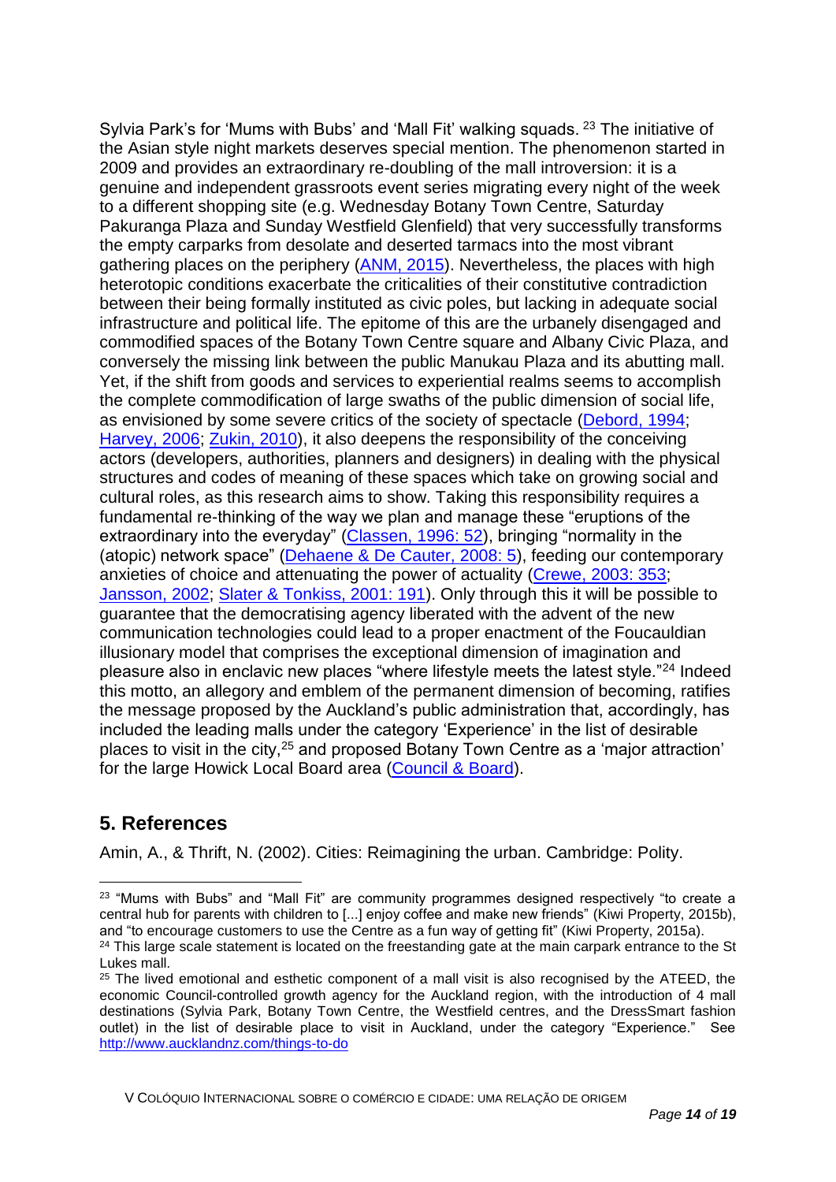Sylvia Park's for 'Mums with Bubs' and 'Mall Fit' walking squads. [23] The initiative of the Asian style night markets deserves special mention. The phenomenon started in 2009 and provides an extraordinary re-doubling of the mall introversion: it is a genuine and independent grassroots event series migrating every night of the week to a different shopping site (e.g. Wednesday Botany Town Centre, Saturday Pakuranga Plaza and Sunday Westfield Glenfield) that very successfully transforms the empty carparks from desolate and deserted tarmacs into the most vibrant gathering places on the periphery (ANM, 2015). Nevertheless, the places with high heterotopic conditions exacerbate the criticalities of their constitutive contradiction between their being formally instituted as civic poles, but lacking in adequate social infrastructure and political life. The epitome of this are the urbanely disengaged and commodified spaces of the Botany Town Centre square and Albany Civic Plaza, and conversely the missing link between the public Manukau Plaza and its abutting mall. Yet, if the shift from goods and services to experiential realms seems to accomplish the complete commodification of large swaths of the public dimension of social life, as envisioned by some severe critics of the society of spectacle (Debord, 1994; Harvey, 2006; Zukin, 2010), it also deepens the responsibility of the conceiving actors (developers, authorities, planners and designers) in dealing with the physical structures and codes of meaning of these spaces which take on growing social and cultural roles, as this research aims to show. Taking this responsibility requires a fundamental re-thinking of the way we plan and manage these "eruptions of the extraordinary into the everyday" (Classen, 1996: 52), bringing "normality in the (atopic) network space" (Dehaene & De Cauter, 2008: 5), feeding our contemporary anxieties of choice and attenuating the power of actuality (Crewe, 2003: 353; Jansson, 2002; Slater & Tonkiss, 2001: 191). Only through this it will be possible to guarantee that the democratising agency liberated with the advent of the new communication technologies could lead to a proper enactment of the Foucauldian illusionary model that comprises the exceptional dimension of imagination and pleasure also in enclavic new places "where lifestyle meets the latest style."[24] Indeed this motto, an allegory and emblem of the permanent dimension of becoming, ratifies the message proposed by the Auckland's public administration that, accordingly, has included the leading malls under the category 'Experience' in the list of desirable places to visit in the city,[25] and proposed Botany Town Centre as a 'major attraction' for the large Howick Local Board area (Council & Board).

## 5. References

Amin, A., & Thrift, N. (2002). Cities: Reimagining the urban. Cambridge: Polity.

---

[23] "Mums with Bubs" and "Mall Fit" are community programmes designed respectively "to create a central hub for parents with children to [...] enjoy coffee and make new friends" (Kiwi Property, 2015b), and "to encourage customers to use the Centre as a fun way of getting fit" (Kiwi Property, 2015a).

[24] This large scale statement is located on the freestanding gate at the main carpark entrance to the St Lukes mall.

[25] The lived emotional and esthetic component of a mall visit is also recognised by the ATEED, the economic Council-controlled growth agency for the Auckland region, with the introduction of 4 mall destinations (Sylvia Park, Botany Town Centre, the Westfield centres, and the DressSmart fashion outlet) in the list of desirable place to visit in Auckland, under the category "Experience." See http://www.aucklandnz.com/things-to-do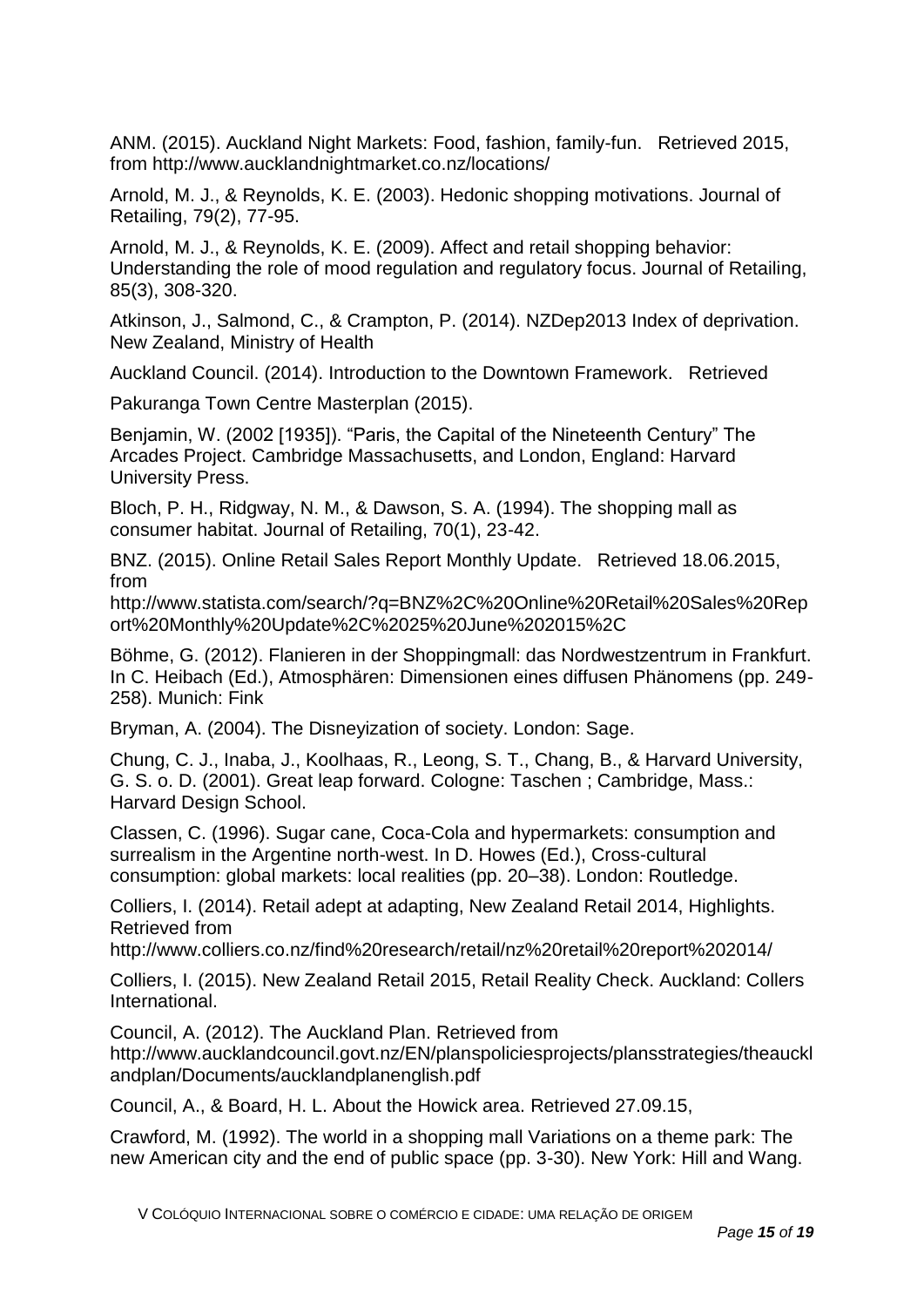ANM. (2015). Auckland Night Markets: Food, fashion, family-fun. Retrieved 2015, from http://www.aucklandnightmarket.co.nz/locations/

Arnold, M. J., & Reynolds, K. E. (2003). Hedonic shopping motivations. Journal of Retailing, 79(2), 77-95.

Arnold, M. J., & Reynolds, K. E. (2009). Affect and retail shopping behavior: Understanding the role of mood regulation and regulatory focus. Journal of Retailing, 85(3), 308-320.

Atkinson, J., Salmond, C., & Crampton, P. (2014). NZDep2013 Index of deprivation. New Zealand, Ministry of Health

Auckland Council. (2014). Introduction to the Downtown Framework. Retrieved

Pakuranga Town Centre Masterplan (2015).

Benjamin, W. (2002 [1935]). "Paris, the Capital of the Nineteenth Century" The Arcades Project. Cambridge Massachusetts, and London, England: Harvard University Press.

Bloch, P. H., Ridgway, N. M., & Dawson, S. A. (1994). The shopping mall as consumer habitat. Journal of Retailing, 70(1), 23-42.

BNZ. (2015). Online Retail Sales Report Monthly Update. Retrieved 18.06.2015, from http://www.statista.com/search/?q=BNZ%2C%20Online%20Retail%20Sales%20Report%20Monthly%20Update%2C%2025%20June%202015%2C

Böhme, G. (2012). Flanieren in der Shoppingmall: das Nordwestzentrum in Frankfurt. In C. Heibach (Ed.), Atmosphären: Dimensionen eines diffusen Phänomens (pp. 249-258). Munich: Fink

Bryman, A. (2004). The Disneyization of society. London: Sage.

Chung, C. J., Inaba, J., Koolhaas, R., Leong, S. T., Chang, B., & Harvard University, G. S. o. D. (2001). Great leap forward. Cologne: Taschen ; Cambridge, Mass.: Harvard Design School.

Classen, C. (1996). Sugar cane, Coca-Cola and hypermarkets: consumption and surrealism in the Argentine north-west. In D. Howes (Ed.), Cross-cultural consumption: global markets: local realities (pp. 20–38). London: Routledge.

Colliers, I. (2014). Retail adept at adapting, New Zealand Retail 2014, Highlights. Retrieved from http://www.colliers.co.nz/find%20research/retail/nz%20retail%20report%202014/

Colliers, I. (2015). New Zealand Retail 2015, Retail Reality Check. Auckland: Collers International.

Council, A. (2012). The Auckland Plan. Retrieved from http://www.aucklandcouncil.govt.nz/EN/planspoliciesprojects/plansstrategies/theaucklandplan/Documents/aucklandplanenglish.pdf

Council, A., & Board, H. L. About the Howick area. Retrieved 27.09.15,

Crawford, M. (1992). The world in a shopping mall Variations on a theme park: The new American city and the end of public space (pp. 3-30). New York: Hill and Wang.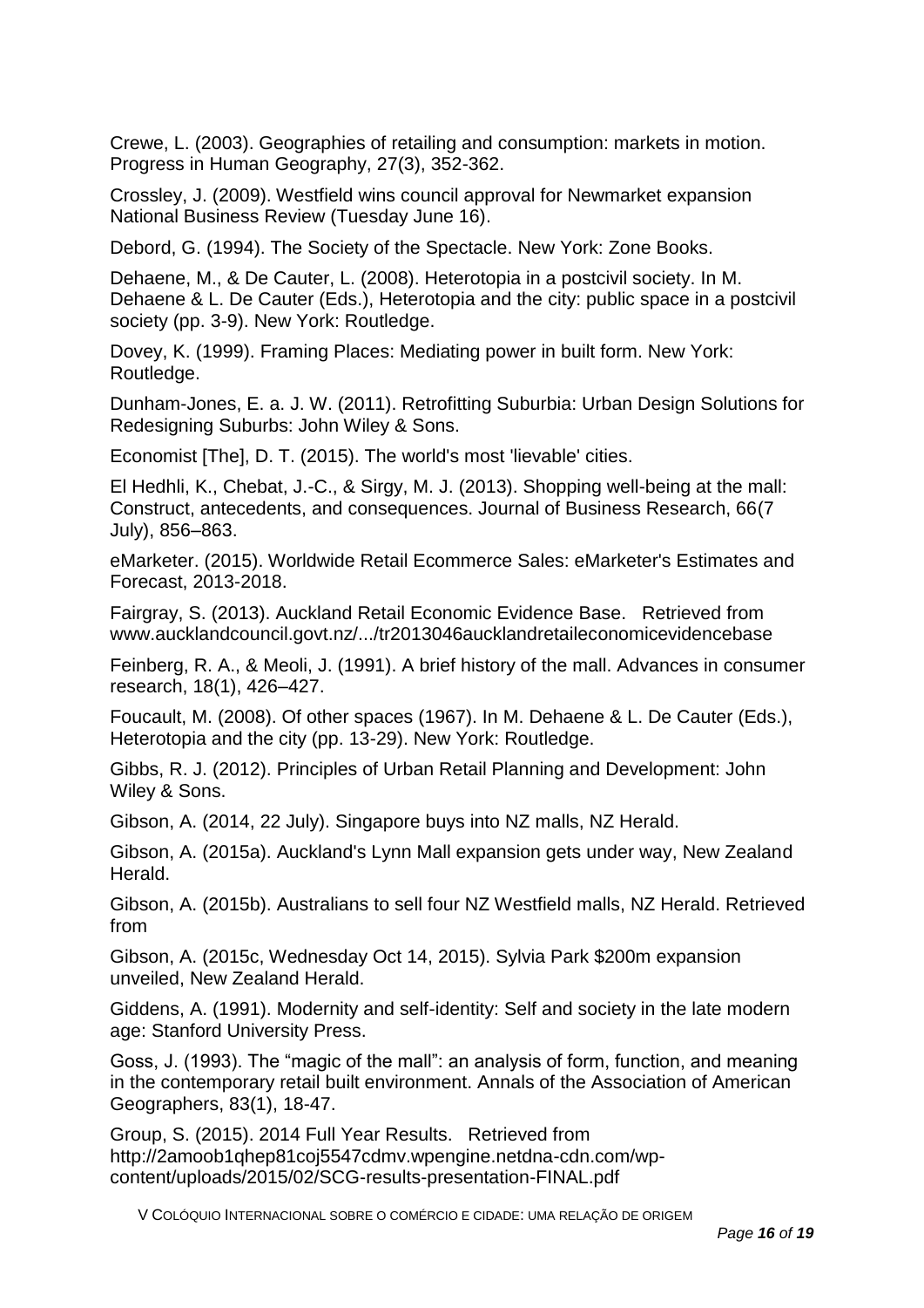Crewe, L. (2003). Geographies of retailing and consumption: markets in motion. Progress in Human Geography, 27(3), 352-362.

Crossley, J. (2009). Westfield wins council approval for Newmarket expansion National Business Review (Tuesday June 16).

Debord, G. (1994). The Society of the Spectacle. New York: Zone Books.

Dehaene, M., & De Cauter, L. (2008). Heterotopia in a postcivil society. In M. Dehaene & L. De Cauter (Eds.), Heterotopia and the city: public space in a postcivil society (pp. 3-9). New York: Routledge.

Dovey, K. (1999). Framing Places: Mediating power in built form. New York: Routledge.

Dunham-Jones, E. a. J. W. (2011). Retrofitting Suburbia: Urban Design Solutions for Redesigning Suburbs: John Wiley & Sons.

Economist [The], D. T. (2015). The world's most 'lievable' cities.

El Hedhli, K., Chebat, J.-C., & Sirgy, M. J. (2013). Shopping well-being at the mall: Construct, antecedents, and consequences. Journal of Business Research, 66(7 July), 856–863.

eMarketer. (2015). Worldwide Retail Ecommerce Sales: eMarketer's Estimates and Forecast, 2013-2018.

Fairgray, S. (2013). Auckland Retail Economic Evidence Base. Retrieved from www.aucklandcouncil.govt.nz/.../tr2013046aucklandretaileconomicevidencebase

Feinberg, R. A., & Meoli, J. (1991). A brief history of the mall. Advances in consumer research, 18(1), 426–427.

Foucault, M. (2008). Of other spaces (1967). In M. Dehaene & L. De Cauter (Eds.), Heterotopia and the city (pp. 13-29). New York: Routledge.

Gibbs, R. J. (2012). Principles of Urban Retail Planning and Development: John Wiley & Sons.

Gibson, A. (2014, 22 July). Singapore buys into NZ malls, NZ Herald.

Gibson, A. (2015a). Auckland's Lynn Mall expansion gets under way, New Zealand Herald.

Gibson, A. (2015b). Australians to sell four NZ Westfield malls, NZ Herald. Retrieved from

Gibson, A. (2015c, Wednesday Oct 14, 2015). Sylvia Park $200m expansion unveiled, New Zealand Herald.

Giddens, A. (1991). Modernity and self-identity: Self and society in the late modern age: Stanford University Press.

Goss, J. (1993). The "magic of the mall": an analysis of form, function, and meaning in the contemporary retail built environment. Annals of the Association of American Geographers, 83(1), 18-47.

Group, S. (2015). 2014 Full Year Results. Retrieved from http://2amoob1qhep81coj5547cdmv.wpengine.netdna-cdn.com/wp-content/uploads/2015/02/SCG-results-presentation-FINAL.pdf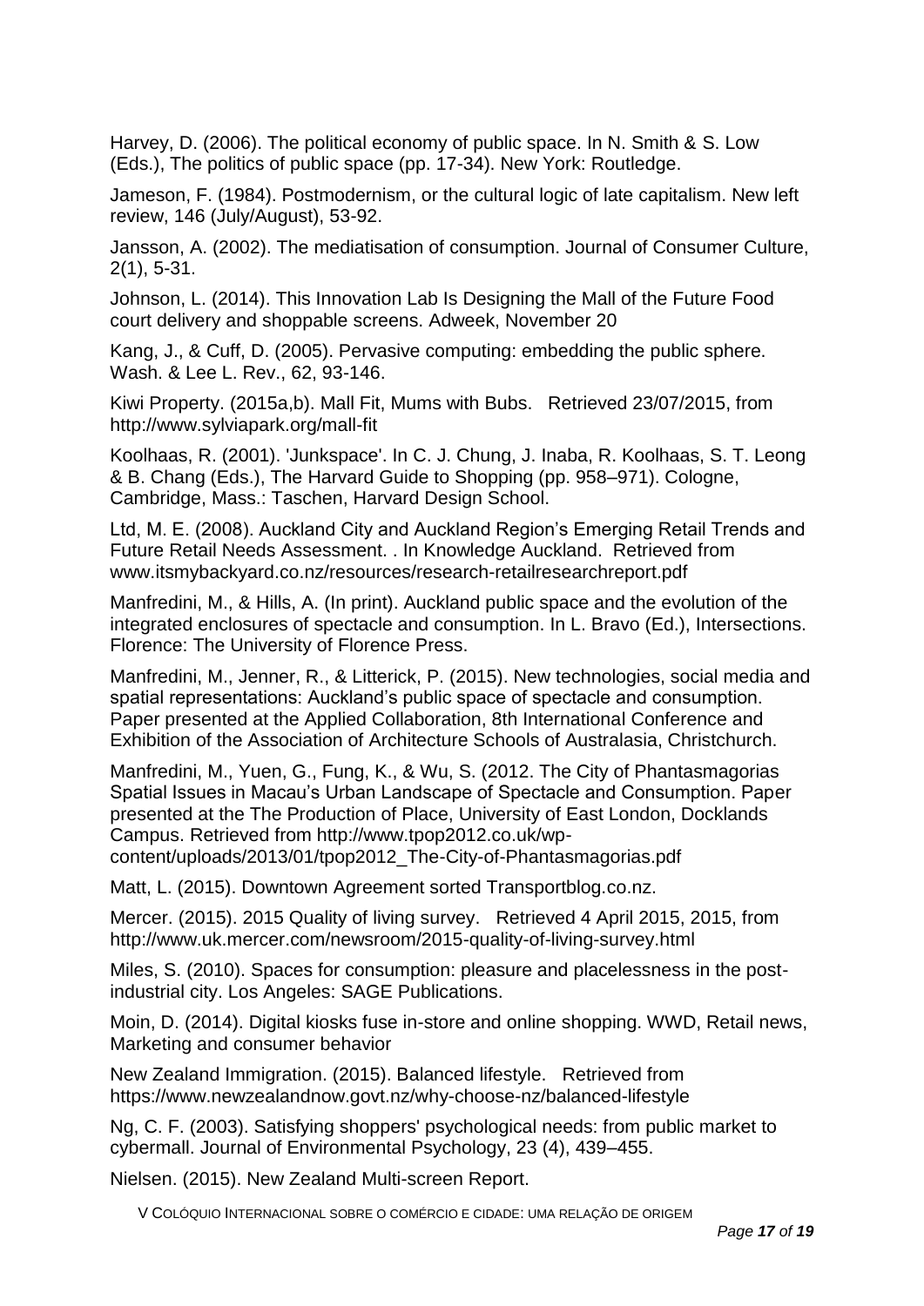Harvey, D. (2006). The political economy of public space. In N. Smith & S. Low (Eds.), The politics of public space (pp. 17-34). New York: Routledge.

Jameson, F. (1984). Postmodernism, or the cultural logic of late capitalism. New left review, 146 (July/August), 53-92.

Jansson, A. (2002). The mediatisation of consumption. Journal of Consumer Culture, 2(1), 5-31.

Johnson, L. (2014). This Innovation Lab Is Designing the Mall of the Future Food court delivery and shoppable screens. Adweek, November 20

Kang, J., & Cuff, D. (2005). Pervasive computing: embedding the public sphere. Wash. & Lee L. Rev., 62, 93-146.

Kiwi Property. (2015a,b). Mall Fit, Mums with Bubs. Retrieved 23/07/2015, from http://www.sylviapark.org/mall-fit

Koolhaas, R. (2001). 'Junkspace'. In C. J. Chung, J. Inaba, R. Koolhaas, S. T. Leong & B. Chang (Eds.), The Harvard Guide to Shopping (pp. 958–971). Cologne, Cambridge, Mass.: Taschen, Harvard Design School.

Ltd, M. E. (2008). Auckland City and Auckland Region's Emerging Retail Trends and Future Retail Needs Assessment. . In Knowledge Auckland. Retrieved from www.itsmybackyard.co.nz/resources/research-retailresearchreport.pdf

Manfredini, M., & Hills, A. (In print). Auckland public space and the evolution of the integrated enclosures of spectacle and consumption. In L. Bravo (Ed.), Intersections. Florence: The University of Florence Press.

Manfredini, M., Jenner, R., & Litterick, P. (2015). New technologies, social media and spatial representations: Auckland's public space of spectacle and consumption. Paper presented at the Applied Collaboration, 8th International Conference and Exhibition of the Association of Architecture Schools of Australasia, Christchurch.

Manfredini, M., Yuen, G., Fung, K., & Wu, S. (2012. The City of Phantasmagorias Spatial Issues in Macau's Urban Landscape of Spectacle and Consumption. Paper presented at the The Production of Place, University of East London, Docklands Campus. Retrieved from http://www.tpop2012.co.uk/wp-content/uploads/2013/01/tpop2012_The-City-of-Phantasmagorias.pdf

Matt, L. (2015). Downtown Agreement sorted Transportblog.co.nz.

Mercer. (2015). 2015 Quality of living survey. Retrieved 4 April 2015, 2015, from http://www.uk.mercer.com/newsroom/2015-quality-of-living-survey.html

Miles, S. (2010). Spaces for consumption: pleasure and placelessness in the post-industrial city. Los Angeles: SAGE Publications.

Moin, D. (2014). Digital kiosks fuse in-store and online shopping. WWD, Retail news, Marketing and consumer behavior

New Zealand Immigration. (2015). Balanced lifestyle. Retrieved from https://www.newzealandnow.govt.nz/why-choose-nz/balanced-lifestyle

Ng, C. F. (2003). Satisfying shoppers' psychological needs: from public market to cybermall. Journal of Environmental Psychology, 23 (4), 439–455.

Nielsen. (2015). New Zealand Multi-screen Report.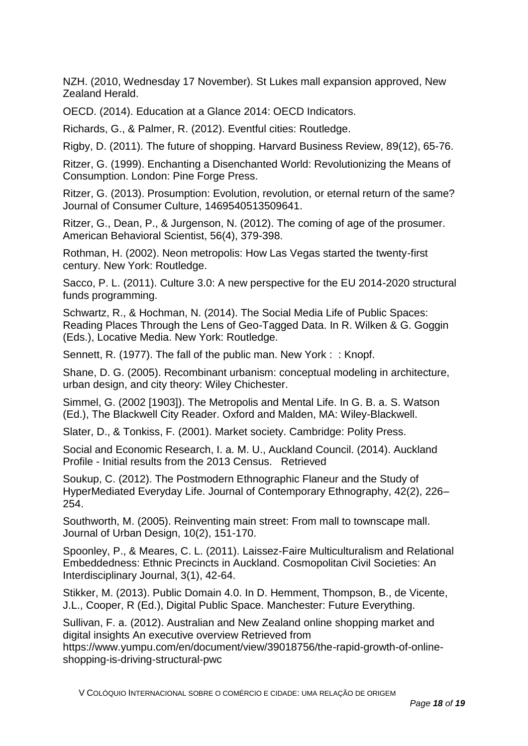NZH. (2010, Wednesday 17 November). St Lukes mall expansion approved, New Zealand Herald.

OECD. (2014). Education at a Glance 2014: OECD Indicators.

Richards, G., & Palmer, R. (2012). Eventful cities: Routledge.

Rigby, D. (2011). The future of shopping. Harvard Business Review, 89(12), 65-76.

Ritzer, G. (1999). Enchanting a Disenchanted World: Revolutionizing the Means of Consumption. London: Pine Forge Press.

Ritzer, G. (2013). Prosumption: Evolution, revolution, or eternal return of the same? Journal of Consumer Culture, 1469540513509641.

Ritzer, G., Dean, P., & Jurgenson, N. (2012). The coming of age of the prosumer. American Behavioral Scientist, 56(4), 379-398.

Rothman, H. (2002). Neon metropolis: How Las Vegas started the twenty-first century. New York: Routledge.

Sacco, P. L. (2011). Culture 3.0: A new perspective for the EU 2014-2020 structural funds programming.

Schwartz, R., & Hochman, N. (2014). The Social Media Life of Public Spaces: Reading Places Through the Lens of Geo-Tagged Data. In R. Wilken & G. Goggin (Eds.), Locative Media. New York: Routledge.

Sennett, R. (1977). The fall of the public man. New York : : Knopf.

Shane, D. G. (2005). Recombinant urbanism: conceptual modeling in architecture, urban design, and city theory: Wiley Chichester.

Simmel, G. (2002 [1903]). The Metropolis and Mental Life. In G. B. a. S. Watson (Ed.), The Blackwell City Reader. Oxford and Malden, MA: Wiley-Blackwell.

Slater, D., & Tonkiss, F. (2001). Market society. Cambridge: Polity Press.

Social and Economic Research, I. a. M. U., Auckland Council. (2014). Auckland Profile - Initial results from the 2013 Census. Retrieved

Soukup, C. (2012). The Postmodern Ethnographic Flaneur and the Study of HyperMediated Everyday Life. Journal of Contemporary Ethnography, 42(2), 226–254.

Southworth, M. (2005). Reinventing main street: From mall to townscape mall. Journal of Urban Design, 10(2), 151-170.

Spoonley, P., & Meares, C. L. (2011). Laissez-Faire Multiculturalism and Relational Embeddedness: Ethnic Precincts in Auckland. Cosmopolitan Civil Societies: An Interdisciplinary Journal, 3(1), 42-64.

Stikker, M. (2013). Public Domain 4.0. In D. Hemment, Thompson, B., de Vicente, J.L., Cooper, R (Ed.), Digital Public Space. Manchester: Future Everything.

Sullivan, F. a. (2012). Australian and New Zealand online shopping market and digital insights An executive overview Retrieved from https://www.yumpu.com/en/document/view/39018756/the-rapid-growth-of-online-shopping-is-driving-structural-pwc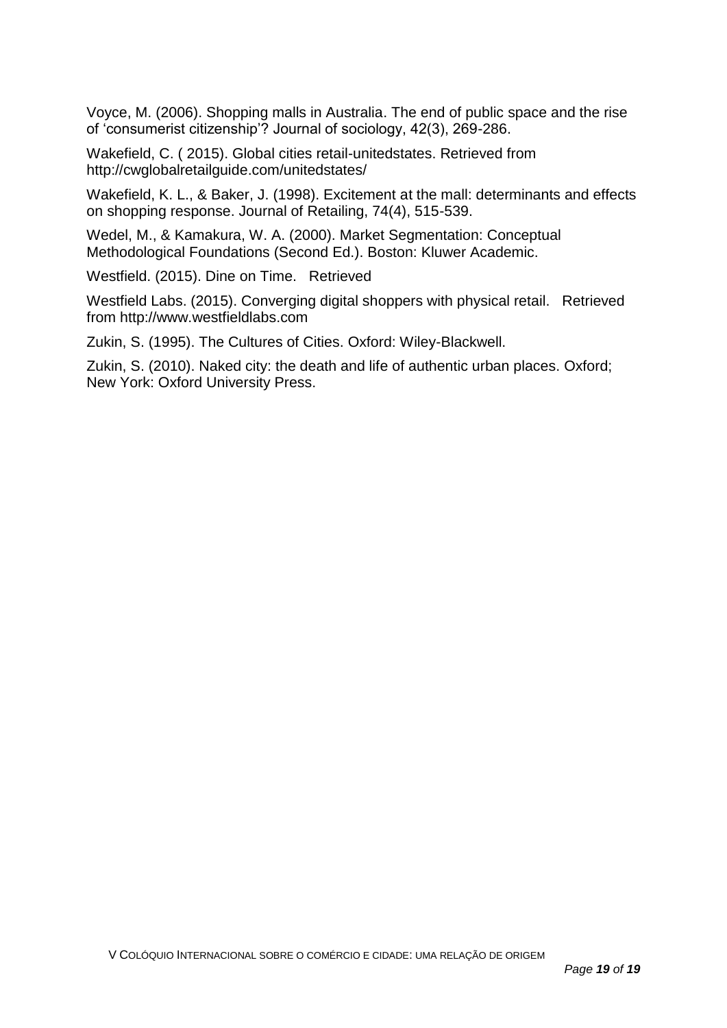Voyce, M. (2006). Shopping malls in Australia. The end of public space and the rise of 'consumerist citizenship'? Journal of sociology, 42(3), 269-286.

Wakefield, C. ( 2015). Global cities retail-unitedstates. Retrieved from http://cwglobalretailguide.com/unitedstates/

Wakefield, K. L., & Baker, J. (1998). Excitement at the mall: determinants and effects on shopping response. Journal of Retailing, 74(4), 515-539.

Wedel, M., & Kamakura, W. A. (2000). Market Segmentation: Conceptual Methodological Foundations (Second Ed.). Boston: Kluwer Academic.

Westfield. (2015). Dine on Time. Retrieved

Westfield Labs. (2015). Converging digital shoppers with physical retail. Retrieved from http://www.westfieldlabs.com

Zukin, S. (1995). The Cultures of Cities. Oxford: Wiley-Blackwell.

Zukin, S. (2010). Naked city: the death and life of authentic urban places. Oxford; New York: Oxford University Press.